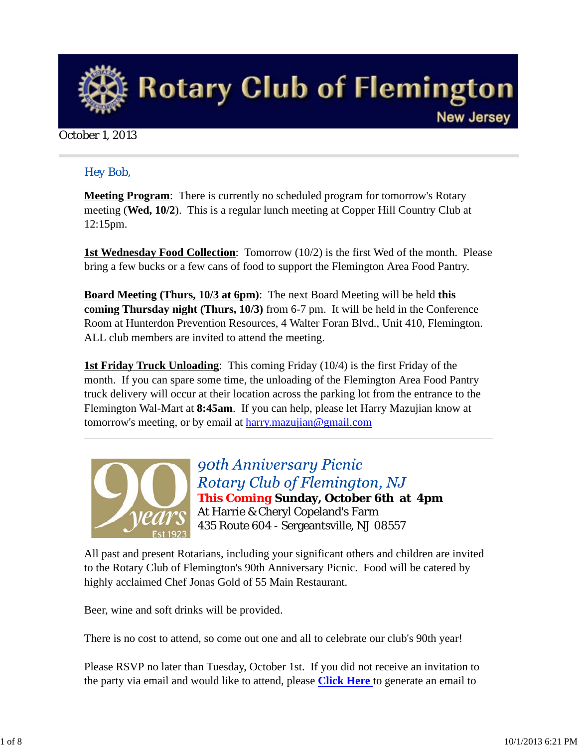# Rotary Club of Flemington
New Jersey

October 1, 2013

Hey Bob,

**Meeting Program**: There is currently no scheduled program for tomorrow's Rotary meeting (**Wed, 10/2**). This is a regular lunch meeting at Copper Hill Country Club at 12:15pm.

**1st Wednesday Food Collection**: Tomorrow (10/2) is the first Wed of the month. Please bring a few bucks or a few cans of food to support the Flemington Area Food Pantry.

**Board Meeting (Thurs, 10/3 at 6pm)**: The next Board Meeting will be held **this coming Thursday night (Thurs, 10/3)** from 6-7 pm. It will be held in the Conference Room at Hunterdon Prevention Resources, 4 Walter Foran Blvd., Unit 410, Flemington. ALL club members are invited to attend the meeting.

**1st Friday Truck Unloading**: This coming Friday (10/4) is the first Friday of the month. If you can spare some time, the unloading of the Flemington Area Food Pantry truck delivery will occur at their location across the parking lot from the entrance to the Flemington Wal-Mart at **8:45am**. If you can help, please let Harry Mazujian know at tomorrow's meeting, or by email at harry.mazujian@gmail.com

---

## *90th Anniversary Picnic*
## *Rotary Club of Flemington, NJ*

**This Coming Sunday, October 6th at 4pm**
At Harrie & Cheryl Copeland's Farm
435 Route 604 - Sergeantsville, NJ 08557

All past and present Rotarians, including your significant others and children are invited to the Rotary Club of Flemington's 90th Anniversary Picnic. Food will be catered by highly acclaimed Chef Jonas Gold of 55 Main Restaurant.

Beer, wine and soft drinks will be provided.

There is no cost to attend, so come out one and all to celebrate our club's 90th year!

Please RSVP no later than Tuesday, October 1st. If you did not receive an invitation to the party via email and would like to attend, please **Click Here** to generate an email to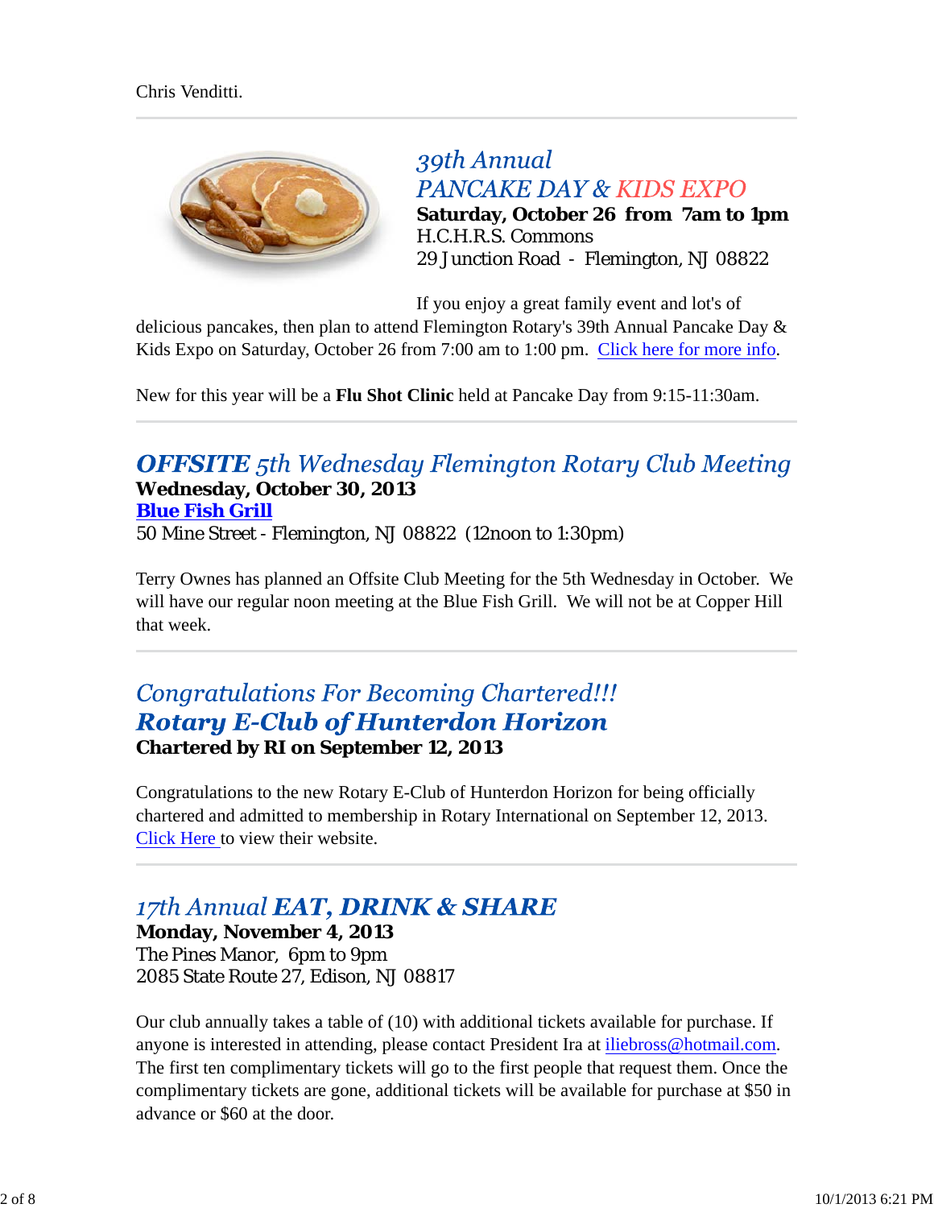Chris Venditti.

---

## 39th Annual PANCAKE DAY & KIDS EXPO

**Saturday, October 26 from 7am to 1pm**
H.C.H.R.S. Commons
29 Junction Road - Flemington, NJ 08822

If you enjoy a great family event and lot's of delicious pancakes, then plan to attend Flemington Rotary's 39th Annual Pancake Day & Kids Expo on Saturday, October 26 from 7:00 am to 1:00 pm. Click here for more info.

New for this year will be a **Flu Shot Clinic** held at Pancake Day from 9:15-11:30am.

---

## OFFSITE 5th Wednesday Flemington Rotary Club Meeting

**Wednesday, October 30, 2013**
**Blue Fish Grill**
50 Mine Street - Flemington, NJ 08822 (12noon to 1:30pm)

Terry Ownes has planned an Offsite Club Meeting for the 5th Wednesday in October. We will have our regular noon meeting at the Blue Fish Grill. We will not be at Copper Hill that week.

---

## Congratulations For Becoming Chartered!!! Rotary E-Club of Hunterdon Horizon

**Chartered by RI on September 12, 2013**

Congratulations to the new Rotary E-Club of Hunterdon Horizon for being officially chartered and admitted to membership in Rotary International on September 12, 2013. Click Here to view their website.

---

## 17th Annual EAT, DRINK & SHARE

**Monday, November 4, 2013**
The Pines Manor, 6pm to 9pm
2085 State Route 27, Edison, NJ 08817

Our club annually takes a table of (10) with additional tickets available for purchase. If anyone is interested in attending, please contact President Ira at iliebross@hotmail.com. The first ten complimentary tickets will go to the first people that request them. Once the complimentary tickets are gone, additional tickets will be available for purchase at $50 in advance or $60 at the door.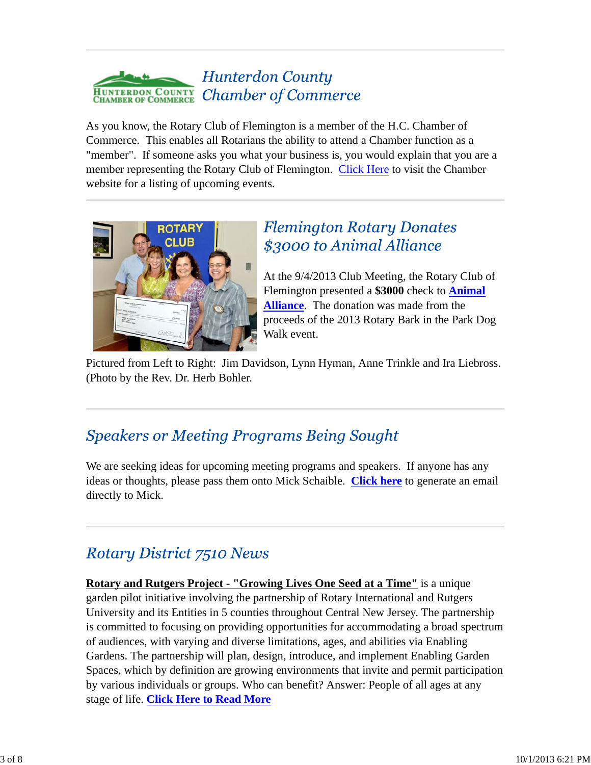## Hunterdon County Chamber of Commerce

As you know, the Rotary Club of Flemington is a member of the H.C. Chamber of Commerce. This enables all Rotarians the ability to attend a Chamber function as a "member". If someone asks you what your business is, you would explain that you are a member representing the Rotary Club of Flemington. Click Here to visit the Chamber website for a listing of upcoming events.

## Flemington Rotary Donates $3000 to Animal Alliance

At the 9/4/2013 Club Meeting, the Rotary Club of Flemington presented a **$3000** check to **Animal Alliance**. The donation was made from the proceeds of the 2013 Rotary Bark in the Park Dog Walk event.

Pictured from Left to Right: Jim Davidson, Lynn Hyman, Anne Trinkle and Ira Liebross. (Photo by the Rev. Dr. Herb Bohler.

## Speakers or Meeting Programs Being Sought

We are seeking ideas for upcoming meeting programs and speakers. If anyone has any ideas or thoughts, please pass them onto Mick Schaible. **Click here** to generate an email directly to Mick.

## Rotary District 7510 News

**Rotary and Rutgers Project - "Growing Lives One Seed at a Time"** is a unique garden pilot initiative involving the partnership of Rotary International and Rutgers University and its Entities in 5 counties throughout Central New Jersey. The partnership is committed to focusing on providing opportunities for accommodating a broad spectrum of audiences, with varying and diverse limitations, ages, and abilities via Enabling Gardens. The partnership will plan, design, introduce, and implement Enabling Garden Spaces, which by definition are growing environments that invite and permit participation by various individuals or groups. Who can benefit? Answer: People of all ages at any stage of life. **Click Here to Read More**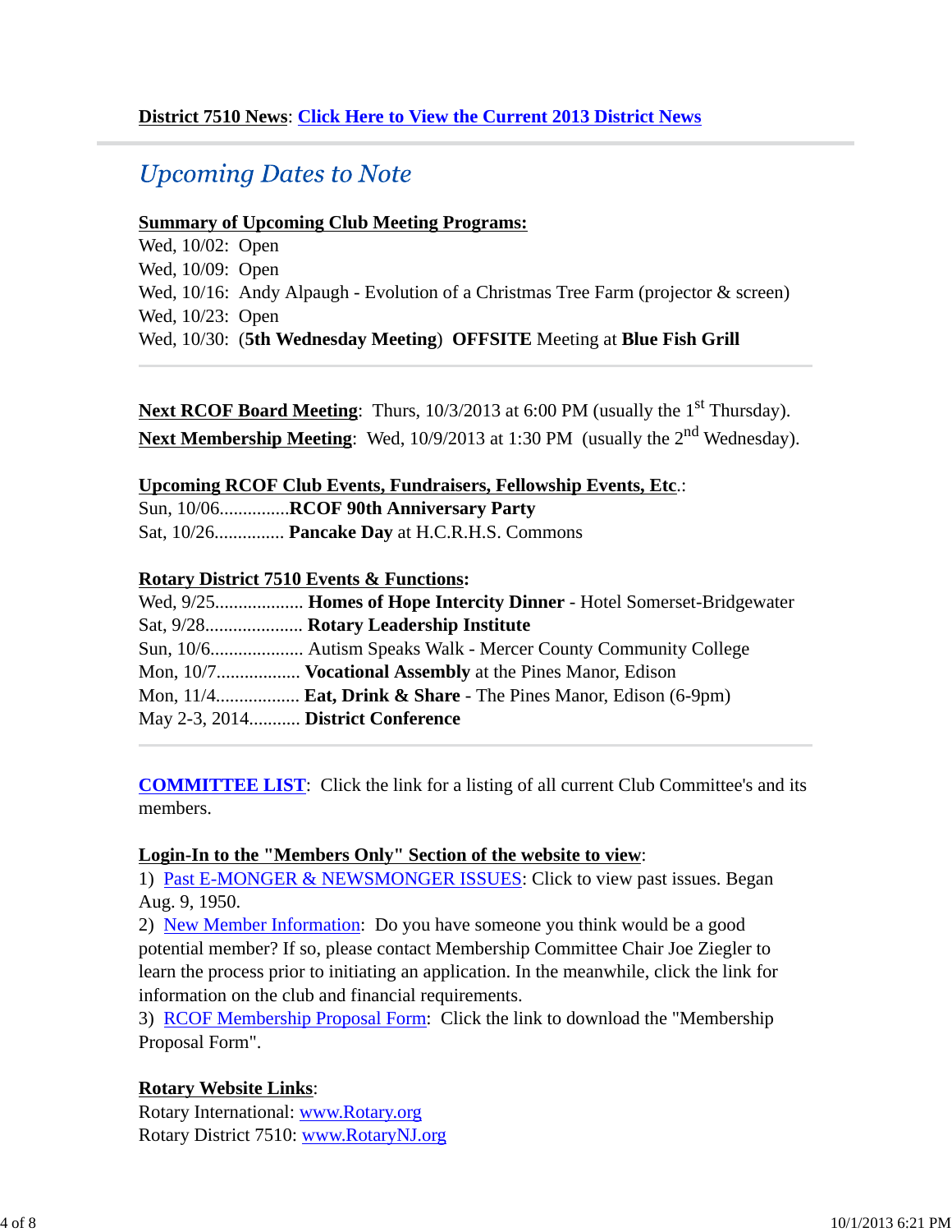**District 7510 News**: **Click Here to View the Current 2013 District News**

---

## *Upcoming Dates to Note*

**Summary of Upcoming Club Meeting Programs:**
Wed, 10/02: Open
Wed, 10/09: Open
Wed, 10/16: Andy Alpaugh - Evolution of a Christmas Tree Farm (projector & screen)
Wed, 10/23: Open
Wed, 10/30: (**5th Wednesday Meeting**) **OFFSITE** Meeting at **Blue Fish Grill**

---

**Next RCOF Board Meeting**: Thurs, 10/3/2013 at 6:00 PM (usually the 1st Thursday).
**Next Membership Meeting**: Wed, 10/9/2013 at 1:30 PM (usually the 2nd Wednesday).

**Upcoming RCOF Club Events, Fundraisers, Fellowship Events, Etc**.:
Sun, 10/06...............**RCOF 90th Anniversary Party**
Sat, 10/26............... **Pancake Day** at H.C.R.H.S. Commons

**Rotary District 7510 Events & Functions:**
Wed, 9/25................... **Homes of Hope Intercity Dinner** - Hotel Somerset-Bridgewater
Sat, 9/28..................... **Rotary Leadership Institute**
Sun, 10/6.................... Autism Speaks Walk - Mercer County Community College
Mon, 10/7.................. **Vocational Assembly** at the Pines Manor, Edison
Mon, 11/4.................. **Eat, Drink & Share** - The Pines Manor, Edison (6-9pm)
May 2-3, 2014........... **District Conference**

---

**COMMITTEE LIST**: Click the link for a listing of all current Club Committee's and its members.

**Login-In to the "Members Only" Section of the website to view**:
1) Past E-MONGER & NEWSMONGER ISSUES: Click to view past issues. Began Aug. 9, 1950.
2) New Member Information: Do you have someone you think would be a good potential member? If so, please contact Membership Committee Chair Joe Ziegler to learn the process prior to initiating an application. In the meanwhile, click the link for information on the club and financial requirements.
3) RCOF Membership Proposal Form: Click the link to download the "Membership Proposal Form".

**Rotary Website Links**:
Rotary International: www.Rotary.org
Rotary District 7510: www.RotaryNJ.org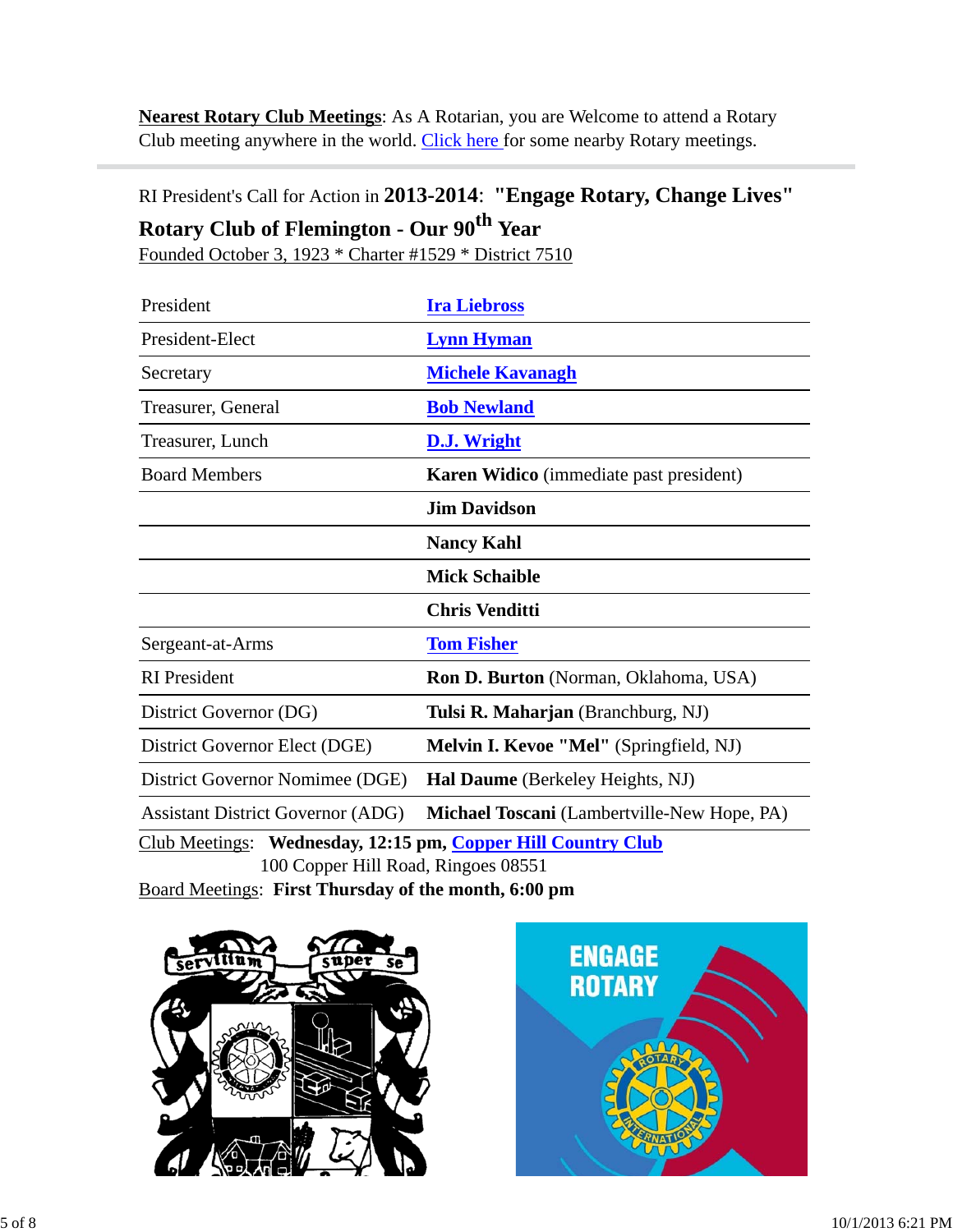**Nearest Rotary Club Meetings**: As A Rotarian, you are Welcome to attend a Rotary Club meeting anywhere in the world. Click here for some nearby Rotary meetings.

---

RI President's Call for Action in **2013-2014**: **"Engage Rotary, Change Lives"**

**Rotary Club of Flemington - Our 90th Year**

Founded October 3, 1923 * Charter #1529 * District 7510

| | |
|---|---|
| President | **Ira Liebross** |
| President-Elect | **Lynn Hyman** |
| Secretary | **Michele Kavanagh** |
| Treasurer, General | **Bob Newland** |
| Treasurer, Lunch | **D.J. Wright** |
| Board Members | **Karen Widico** (immediate past president) |
| | **Jim Davidson** |
| | **Nancy Kahl** |
| | **Mick Schaible** |
| | **Chris Venditti** |
| Sergeant-at-Arms | **Tom Fisher** |
| RI President | **Ron D. Burton** (Norman, Oklahoma, USA) |
| District Governor (DG) | **Tulsi R. Maharjan** (Branchburg, NJ) |
| District Governor Elect (DGE) | **Melvin I. Kevoe "Mel"** (Springfield, NJ) |
| District Governor Nomimee (DGE) | **Hal Daume** (Berkeley Heights, NJ) |
| Assistant District Governor (ADG) | **Michael Toscani** (Lambertville-New Hope, PA) |

Club Meetings: **Wednesday, 12:15 pm, Copper Hill Country Club**
100 Copper Hill Road, Ringoes 08551

Board Meetings: **First Thursday of the month, 6:00 pm**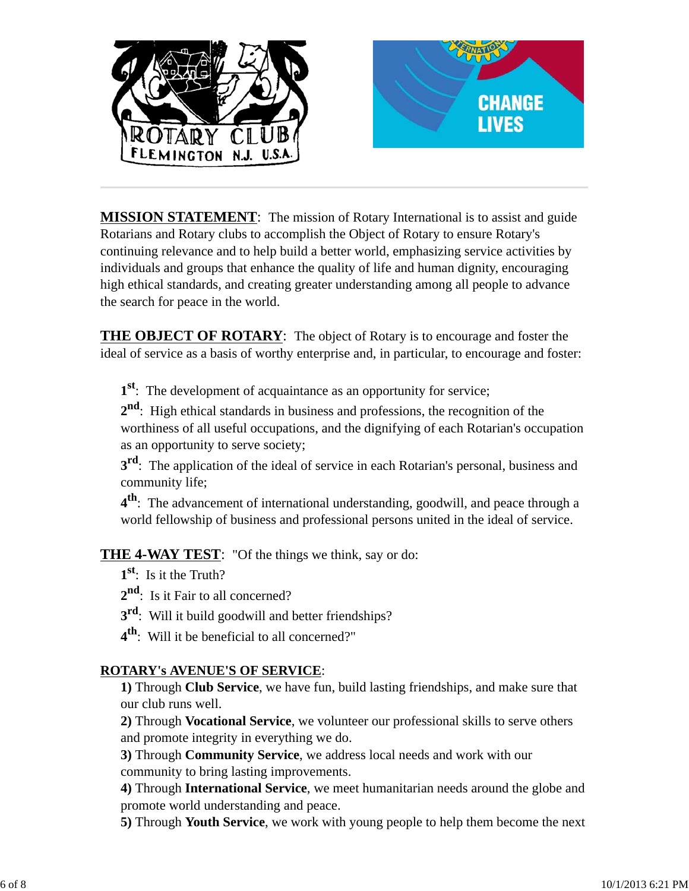**MISSION STATEMENT**: The mission of Rotary International is to assist and guide Rotarians and Rotary clubs to accomplish the Object of Rotary to ensure Rotary's continuing relevance and to help build a better world, emphasizing service activities by individuals and groups that enhance the quality of life and human dignity, encouraging high ethical standards, and creating greater understanding among all people to advance the search for peace in the world.

**THE OBJECT OF ROTARY**: The object of Rotary is to encourage and foster the ideal of service as a basis of worthy enterprise and, in particular, to encourage and foster:

**1st**: The development of acquaintance as an opportunity for service;

**2nd**: High ethical standards in business and professions, the recognition of the worthiness of all useful occupations, and the dignifying of each Rotarian's occupation as an opportunity to serve society;

**3rd**: The application of the ideal of service in each Rotarian's personal, business and community life;

**4th**: The advancement of international understanding, goodwill, and peace through a world fellowship of business and professional persons united in the ideal of service.

**THE 4-WAY TEST**: "Of the things we think, say or do:

**1st**: Is it the Truth?

**2nd**: Is it Fair to all concerned?

**3rd**: Will it build goodwill and better friendships?

**4th**: Will it be beneficial to all concerned?"

**ROTARY's AVENUE'S OF SERVICE**:

**1)** Through **Club Service**, we have fun, build lasting friendships, and make sure that our club runs well.

**2)** Through **Vocational Service**, we volunteer our professional skills to serve others and promote integrity in everything we do.

**3)** Through **Community Service**, we address local needs and work with our community to bring lasting improvements.

**4)** Through **International Service**, we meet humanitarian needs around the globe and promote world understanding and peace.

**5)** Through **Youth Service**, we work with young people to help them become the next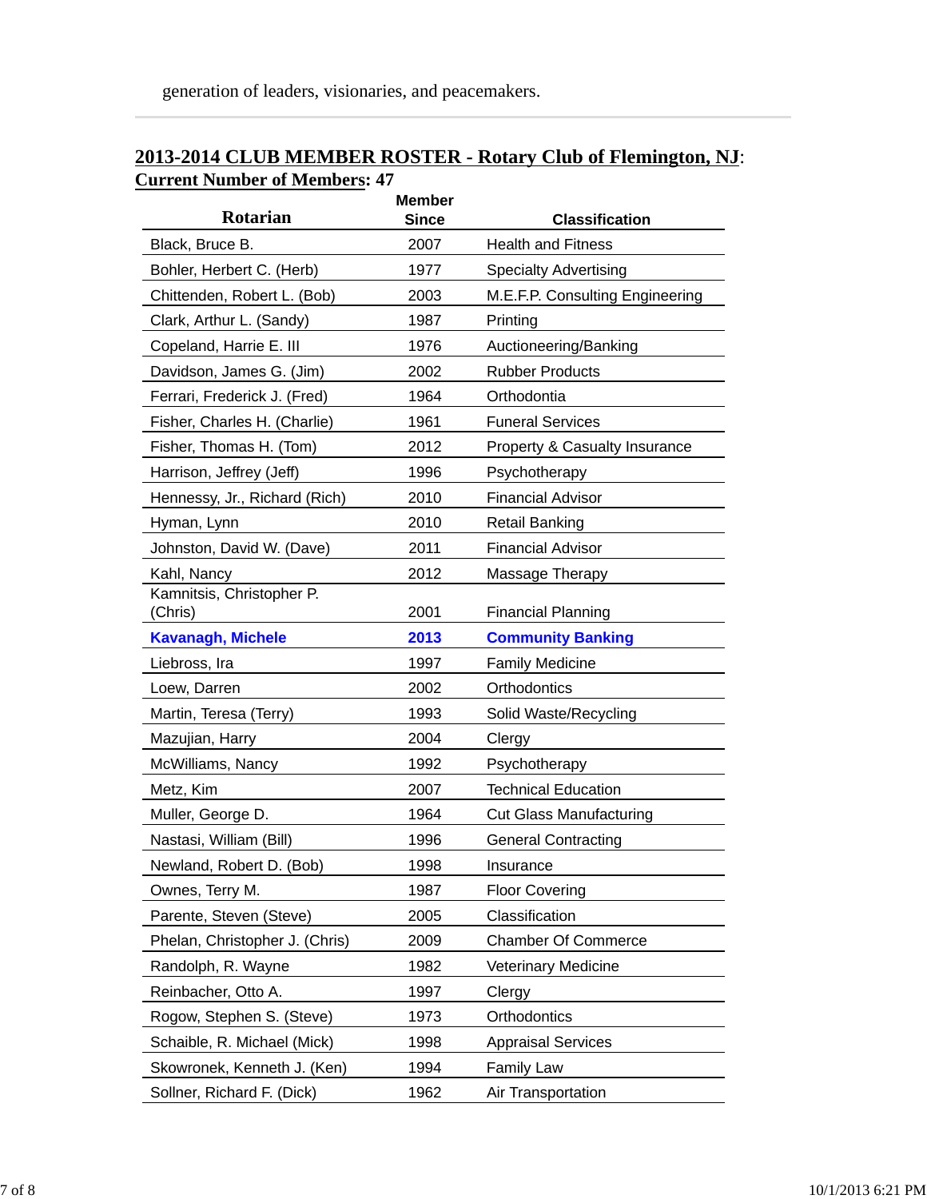generation of leaders, visionaries, and peacemakers.

---

**2013-2014 CLUB MEMBER ROSTER - Rotary Club of Flemington, NJ**:
**Current Number of Members**: 47

| Rotarian | Member Since | Classification |
|---|---|---|
| Black, Bruce B. | 2007 | Health and Fitness |
| Bohler, Herbert C. (Herb) | 1977 | Specialty Advertising |
| Chittenden, Robert L. (Bob) | 2003 | M.E.F.P. Consulting Engineering |
| Clark, Arthur L. (Sandy) | 1987 | Printing |
| Copeland, Harrie E. III | 1976 | Auctioneering/Banking |
| Davidson, James G. (Jim) | 2002 | Rubber Products |
| Ferrari, Frederick J. (Fred) | 1964 | Orthodontia |
| Fisher, Charles H. (Charlie) | 1961 | Funeral Services |
| Fisher, Thomas H. (Tom) | 2012 | Property & Casualty Insurance |
| Harrison, Jeffrey (Jeff) | 1996 | Psychotherapy |
| Hennessy, Jr., Richard (Rich) | 2010 | Financial Advisor |
| Hyman, Lynn | 2010 | Retail Banking |
| Johnston, David W. (Dave) | 2011 | Financial Advisor |
| Kahl, Nancy | 2012 | Massage Therapy |
| Kamnitsis, Christopher P. (Chris) | 2001 | Financial Planning |
| **Kavanagh, Michele** | **2013** | **Community Banking** |
| Liebross, Ira | 1997 | Family Medicine |
| Loew, Darren | 2002 | Orthodontics |
| Martin, Teresa (Terry) | 1993 | Solid Waste/Recycling |
| Mazujian, Harry | 2004 | Clergy |
| McWilliams, Nancy | 1992 | Psychotherapy |
| Metz, Kim | 2007 | Technical Education |
| Muller, George D. | 1964 | Cut Glass Manufacturing |
| Nastasi, William (Bill) | 1996 | General Contracting |
| Newland, Robert D. (Bob) | 1998 | Insurance |
| Ownes, Terry M. | 1987 | Floor Covering |
| Parente, Steven (Steve) | 2005 | Classification |
| Phelan, Christopher J. (Chris) | 2009 | Chamber Of Commerce |
| Randolph, R. Wayne | 1982 | Veterinary Medicine |
| Reinbacher, Otto A. | 1997 | Clergy |
| Rogow, Stephen S. (Steve) | 1973 | Orthodontics |
| Schaible, R. Michael (Mick) | 1998 | Appraisal Services |
| Skowronek, Kenneth J. (Ken) | 1994 | Family Law |
| Sollner, Richard F. (Dick) | 1962 | Air Transportation |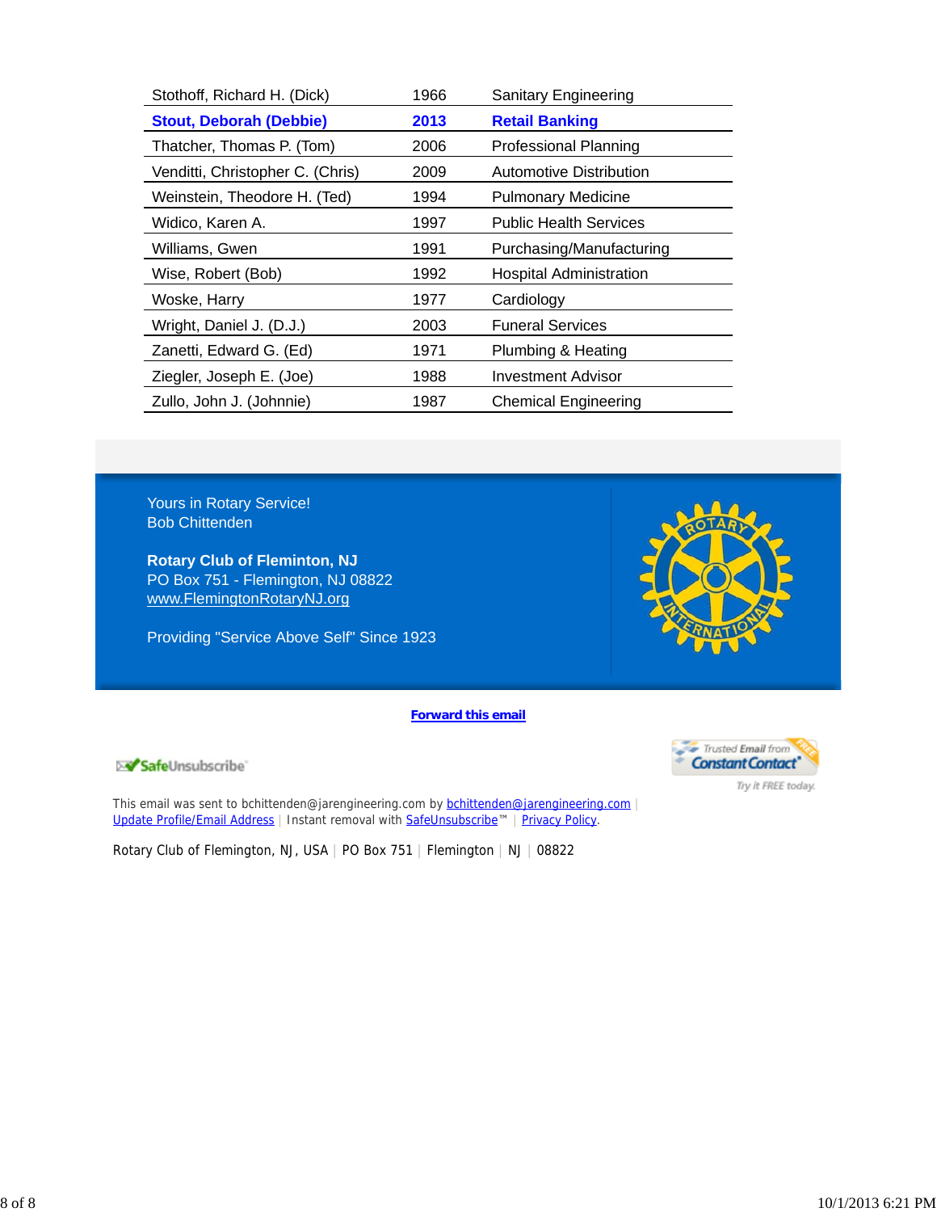| | | |
|---|---|---|
| Stothoff, Richard H. (Dick) | 1966 | Sanitary Engineering |
| **Stout, Deborah (Debbie)** | **2013** | **Retail Banking** |
| Thatcher, Thomas P. (Tom) | 2006 | Professional Planning |
| Venditti, Christopher C. (Chris) | 2009 | Automotive Distribution |
| Weinstein, Theodore H. (Ted) | 1994 | Pulmonary Medicine |
| Widico, Karen A. | 1997 | Public Health Services |
| Williams, Gwen | 1991 | Purchasing/Manufacturing |
| Wise, Robert (Bob) | 1992 | Hospital Administration |
| Woske, Harry | 1977 | Cardiology |
| Wright, Daniel J. (D.J.) | 2003 | Funeral Services |
| Zanetti, Edward G. (Ed) | 1971 | Plumbing & Heating |
| Ziegler, Joseph E. (Joe) | 1988 | Investment Advisor |
| Zullo, John J. (Johnnie) | 1987 | Chemical Engineering |

Yours in Rotary Service!
Bob Chittenden

**Rotary Club of Fleminton, NJ**
PO Box 751 - Flemington, NJ 08822
www.FlemingtonRotaryNJ.org

Providing "Service Above Self" Since 1923

**Forward this email**

SafeUnsubscribe

Trusted Email from Constant Contact
Try it FREE today.

This email was sent to bchittenden@jarengineering.com by bchittenden@jarengineering.com | Update Profile/Email Address | Instant removal with SafeUnsubscribe™ | Privacy Policy.

Rotary Club of Flemington, NJ, USA | PO Box 751 | Flemington | NJ | 08822